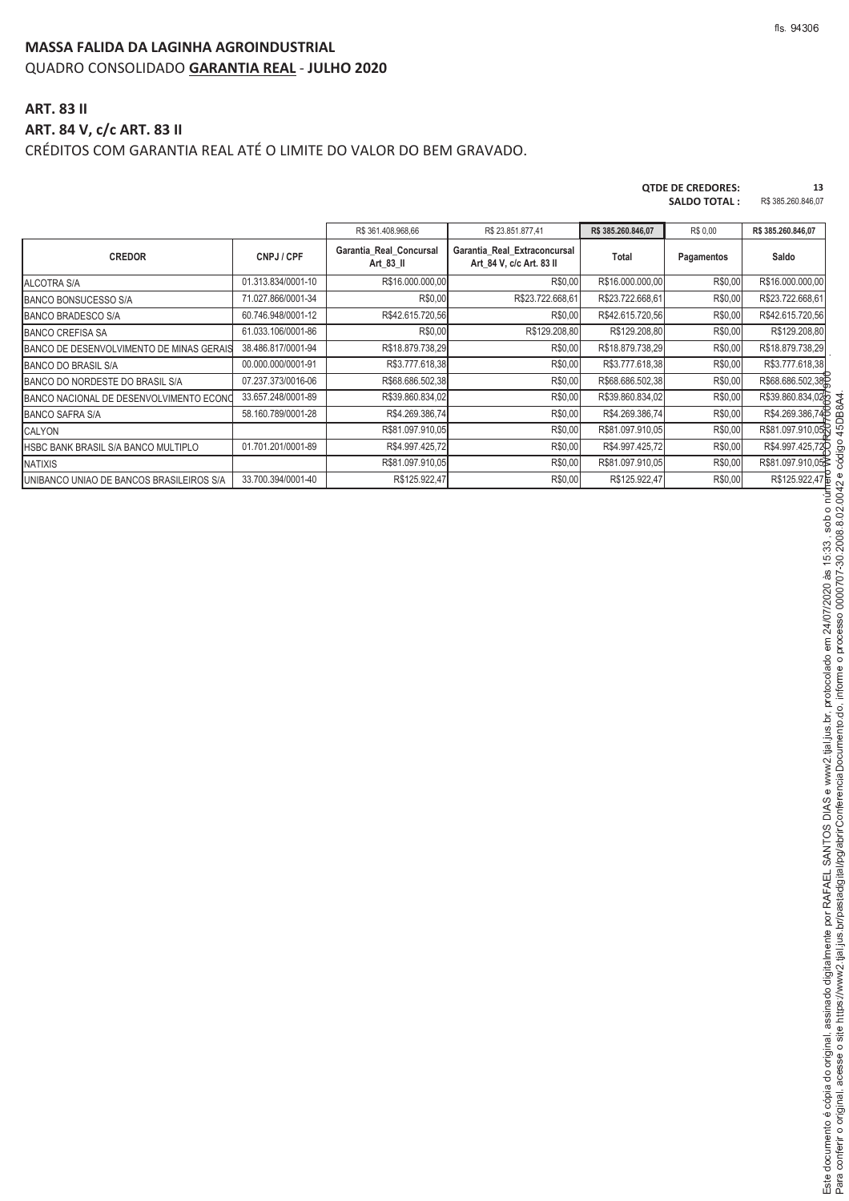**MASSA FALIDA DA LAGINHA AGROINDUSTRIAL**
QUADRO CONSOLIDADO **GARANTIA REAL** - **JULHO 2020**

## ART. 83 II

## ART. 84 V, c/c ART. 83 II

CRÉDITOS COM GARANTIA REAL ATÉ O LIMITE DO VALOR DO BEM GRAVADO.

**QTDE DE CREDORES:** 13
**SALDO TOTAL :** R$ 385.260.846,07

| | | R$ 361.408.968,66 | R$ 23.851.877,41 | R$ 385.260.846,07 | R$ 0,00 | R$ 385.260.846,07 |
|---|---|---|---|---|---|---|
| **CREDOR** | **CNPJ / CPF** | **Garantia_Real_Concursal Art_83_II** | **Garantia_Real_Extraconcursal Art_84 V, c/c Art. 83 II** | **Total** | **Pagamentos** | **Saldo** |
| ALCOTRA S/A | 01.313.834/0001-10 | R$16.000.000,00 | R$0,00 | R$16.000.000,00 | R$0,00 | R$16.000.000,00 |
| BANCO BONSUCESSO S/A | 71.027.866/0001-34 | R$0,00 | R$23.722.668,61 | R$23.722.668,61 | R$0,00 | R$23.722.668,61 |
| BANCO BRADESCO S/A | 60.746.948/0001-12 | R$42.615.720,56 | R$0,00 | R$42.615.720,56 | R$0,00 | R$42.615.720,56 |
| BANCO CREFISA SA | 61.033.106/0001-86 | R$0,00 | R$129.208,80 | R$129.208,80 | R$0,00 | R$129.208,80 |
| BANCO DE DESENVOLVIMENTO DE MINAS GERAIS | 38.486.817/0001-94 | R$18.879.738,29 | R$0,00 | R$18.879.738,29 | R$0,00 | R$18.879.738,29 |
| BANCO DO BRASIL S/A | 00.000.000/0001-91 | R$3.777.618,38 | R$0,00 | R$3.777.618,38 | R$0,00 | R$3.777.618,38 |
| BANCO DO NORDESTE DO BRASIL S/A | 07.237.373/0016-06 | R$68.686.502,38 | R$0,00 | R$68.686.502,38 | R$0,00 | R$68.686.502,38 |
| BANCO NACIONAL DE DESENVOLVIMENTO ECONO | 33.657.248/0001-89 | R$39.860.834,02 | R$0,00 | R$39.860.834,02 | R$0,00 | R$39.860.834,02 |
| BANCO SAFRA S/A | 58.160.789/0001-28 | R$4.269.386,74 | R$0,00 | R$4.269.386,74 | R$0,00 | R$4.269.386,74 |
| CALYON | | R$81.097.910,05 | R$0,00 | R$81.097.910,05 | R$0,00 | R$81.097.910,05 |
| HSBC BANK BRASIL S/A BANCO MULTIPLO | 01.701.201/0001-89 | R$4.997.425,72 | R$0,00 | R$4.997.425,72 | R$0,00 | R$4.997.425,72 |
| NATIXIS | | R$81.097.910,05 | R$0,00 | R$81.097.910,05 | R$0,00 | R$81.097.910,05 |
| UNIBANCO UNIAO DE BANCOS BRASILEIROS S/A | 33.700.394/0001-40 | R$125.922,47 | R$0,00 | R$125.922,47 | R$0,00 | R$125.922,47 |

Este documento é cópia do original, assinado digitalmente por RAFAEL SANTOS DIAS e www2.tjal.jus.br, protocolado em 24/07/2020 às 15:33 , sob o número WMCE20700057900 . Para conferir o original, acesse o site https://www2.tjal.jus.br/pastadigital/pg/abrirConferenciaDocumento.do, informe o processo 0000707-30.2008.8.02.0042 e código 45DB8A4.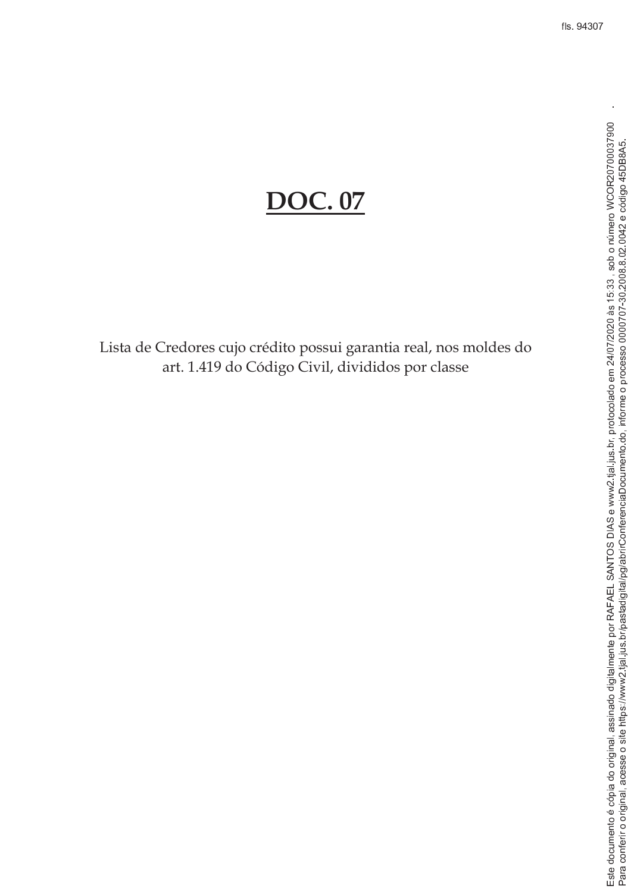# DOC. 07

Lista de Credores cujo crédito possui garantia real, nos moldes do art. 1.419 do Código Civil, divididos por classe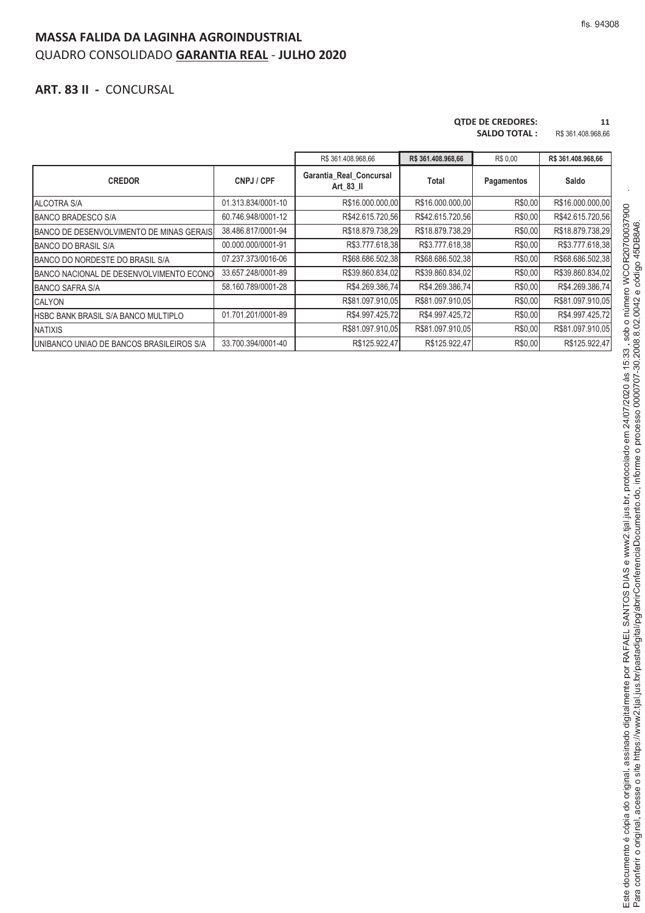## MASSA FALIDA DA LAGINHA AGROINDUSTRIAL

QUADRO CONSOLIDADO **GARANTIA REAL** - **JULHO 2020**

### ART. 83 II - CONCURSAL

**QTDE DE CREDORES:** 11

**SALDO TOTAL :** R$ 361.408.968,66

| | | R$ 361.408.968,66 | R$ 361.408.968,66 | R$ 0,00 | R$ 361.408.968,66 |
|---|---|---|---|---|---|
| **CREDOR** | **CNPJ / CPF** | **Garantia_Real_Concursal Art_83_II** | **Total** | **Pagamentos** | **Saldo** |
| ALCOTRA S/A | 01.313.834/0001-10 | R$16.000.000,00 | R$16.000.000,00 | R$0,00 | R$16.000.000,00 |
| BANCO BRADESCO S/A | 60.746.948/0001-12 | R$42.615.720,56 | R$42.615.720,56 | R$0,00 | R$42.615.720,56 |
| BANCO DE DESENVOLVIMENTO DE MINAS GERAIS | 38.486.817/0001-94 | R$18.879.738,29 | R$18.879.738,29 | R$0,00 | R$18.879.738,29 |
| BANCO DO BRASIL S/A | 00.000.000/0001-91 | R$3.777.618,38 | R$3.777.618,38 | R$0,00 | R$3.777.618,38 |
| BANCO DO NORDESTE DO BRASIL S/A | 07.237.373/0016-06 | R$68.686.502,38 | R$68.686.502,38 | R$0,00 | R$68.686.502,38 |
| BANCO NACIONAL DE DESENVOLVIMENTO ECONO | 33.657.248/0001-89 | R$39.860.834,02 | R$39.860.834,02 | R$0,00 | R$39.860.834,02 |
| BANCO SAFRA S/A | 58.160.789/0001-28 | R$4.269.386,74 | R$4.269.386,74 | R$0,00 | R$4.269.386,74 |
| CALYON | | R$81.097.910,05 | R$81.097.910,05 | R$0,00 | R$81.097.910,05 |
| HSBC BANK BRASIL S/A BANCO MULTIPLO | 01.701.201/0001-89 | R$4.997.425,72 | R$4.997.425,72 | R$0,00 | R$4.997.425,72 |
| NATIXIS | | R$81.097.910,05 | R$81.097.910,05 | R$0,00 | R$81.097.910,05 |
| UNIBANCO UNIAO DE BANCOS BRASILEIROS S/A | 33.700.394/0001-40 | R$125.922,47 | R$125.922,47 | R$0,00 | R$125.922,47 |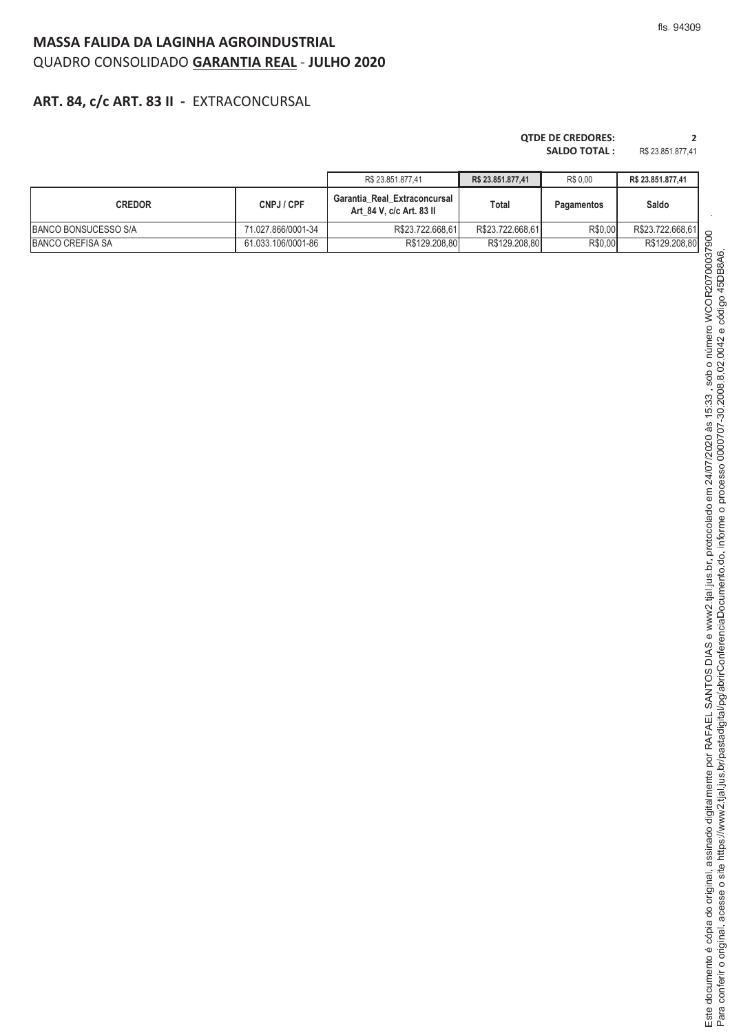## MASSA FALIDA DA LAGINHA AGROINDUSTRIAL

QUADRO CONSOLIDADO **GARANTIA REAL** - **JULHO 2020**

### ART. 84, c/c ART. 83 II - EXTRACONCURSAL

**QTDE DE CREDORES:** **2**

**SALDO TOTAL :** R$ 23.851.877,41

| | | R$ 23.851.877,41 | R$ 23.851.877,41 | R$ 0,00 | R$ 23.851.877,41 |
|---|---|---|---|---|---|
| **CREDOR** | **CNPJ / CPF** | **Garantia_Real_Extraconcursal Art_84 V, c/c Art. 83 II** | **Total** | **Pagamentos** | **Saldo** |
| BANCO BONSUCESSO S/A | 71.027.866/0001-34 | R$23.722.668,61 | R$23.722.668,61 | R$0,00 | R$23.722.668,61 |
| BANCO CREFISA SA | 61.033.106/0001-86 | R$129.208,80 | R$129.208,80 | R$0,00 | R$129.208,80 |

Este documento é cópia do original, assinado digitalmente por RAFAEL SANTOS DIAS e www2.tjal.jus.br, protocolado em 24/07/2020 às 15:33 , sob o número WCOR20700037900
Para conferir o original, acesse o site https://www2.tjal.jus.br/pastadigital/pg/abrirConferenciaDocumento.do, informe o processo 0000707-30.2008.8.02.0042 e código 45DB8A6.